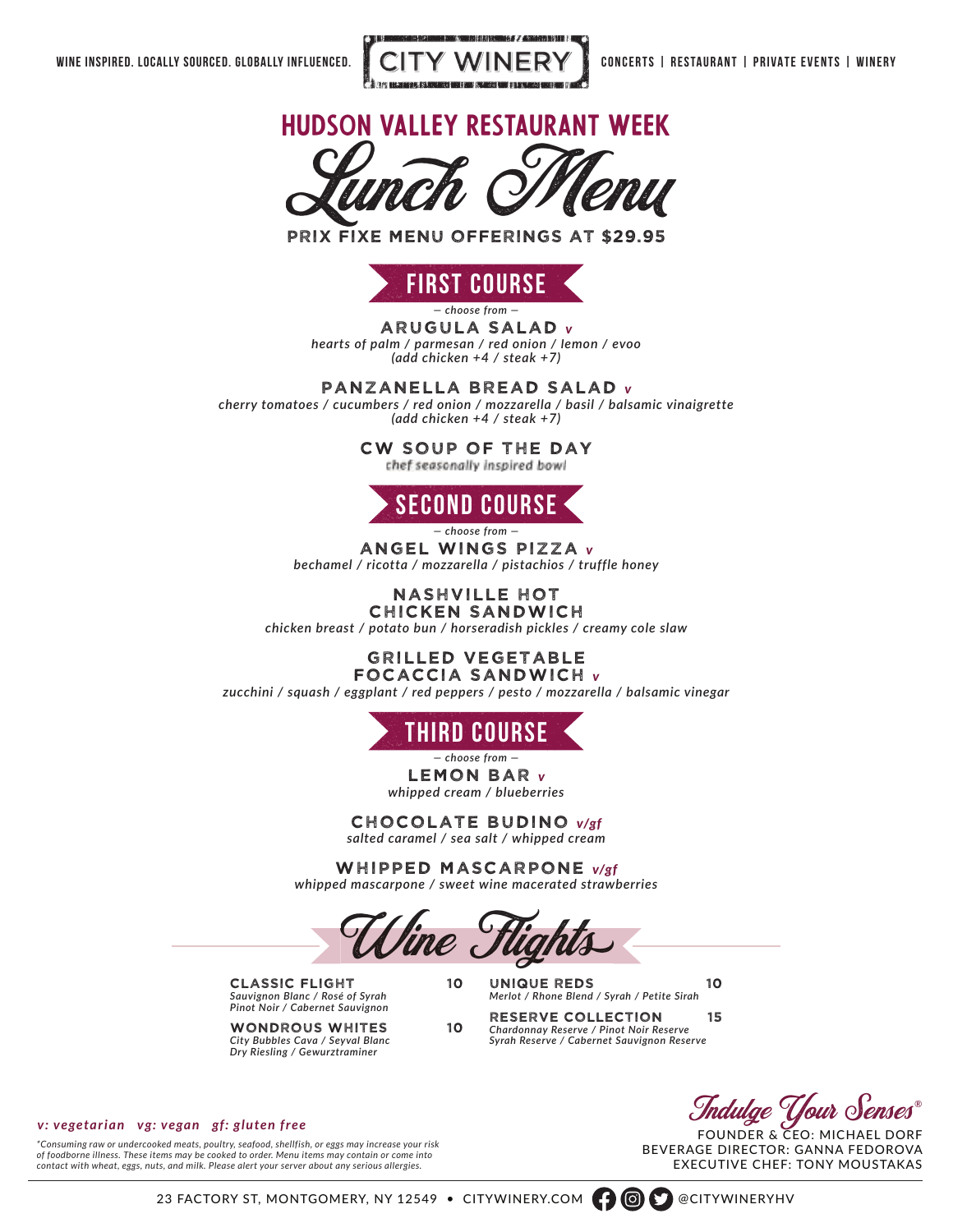WINE INSPIRED. LOCALLY SOURCED. GLOBALLY INFLUENCED. CITY WINERY CONCERTS | RESTAURANT | PRIVATE EVENTS | WINERY

# HUDSON VALLEY RESTAURANT WEEK

# Lunch Menu

**PRIX FIXE MENU OFFERINGS AT $29.95**

## FIRST COURSE

*— choose from —*

**ARUGULA SALAD** *v*
*hearts of palm / parmesan / red onion / lemon / evoo*
*(add chicken +4 / steak +7)*

**PANZANELLA BREAD SALAD** *v*
*cherry tomatoes / cucumbers / red onion / mozzarella / basil / balsamic vinaigrette*
*(add chicken +4 / steak +7)*

**CW SOUP OF THE DAY**
*chef seasonally inspired bowl*

## SECOND COURSE

*— choose from —*

**ANGEL WINGS PIZZA** *v*
*bechamel / ricotta / mozzarella / pistachios / truffle honey*

**NASHVILLE HOT CHICKEN SANDWICH**
*chicken breast / potato bun / horseradish pickles / creamy cole slaw*

**GRILLED VEGETABLE FOCACCIA SANDWICH** *v*
*zucchini / squash / eggplant / red peppers / pesto / mozzarella / balsamic vinegar*

## THIRD COURSE

*— choose from —*

**LEMON BAR** *v*
*whipped cream / blueberries*

**CHOCOLATE BUDINO** *v/gf*
*salted caramel / sea salt / whipped cream*

**WHIPPED MASCARPONE** *v/gf*
*whipped mascarpone / sweet wine macerated strawberries*

## Wine Flights

**CLASSIC FLIGHT** 10
*Sauvignon Blanc / Rosé of Syrah*
*Pinot Noir / Cabernet Sauvignon*

**WONDROUS WHITES** 10
*City Bubbles Cava / Seyval Blanc*
*Dry Riesling / Gewurztraminer*

**UNIQUE REDS** 10
*Merlot / Rhone Blend / Syrah / Petite Sirah*

**RESERVE COLLECTION** 15
*Chardonnay Reserve / Pinot Noir Reserve*
*Syrah Reserve / Cabernet Sauvignon Reserve*

*v: vegetarian vg: vegan gf: gluten free*

*\*Consuming raw or undercooked meats, poultry, seafood, shellfish, or eggs may increase your risk of foodborne illness. These items may be cooked to order. Menu items may contain or come into contact with wheat, eggs, nuts, and milk. Please alert your server about any serious allergies.*

*Indulge Your Senses®*

FOUNDER & CEO: MICHAEL DORF
BEVERAGE DIRECTOR: GANNA FEDOROVA
EXECUTIVE CHEF: TONY MOUSTAKAS

23 FACTORY ST, MONTGOMERY, NY 12549 • CITYWINERY.COM @CITYWINERYHV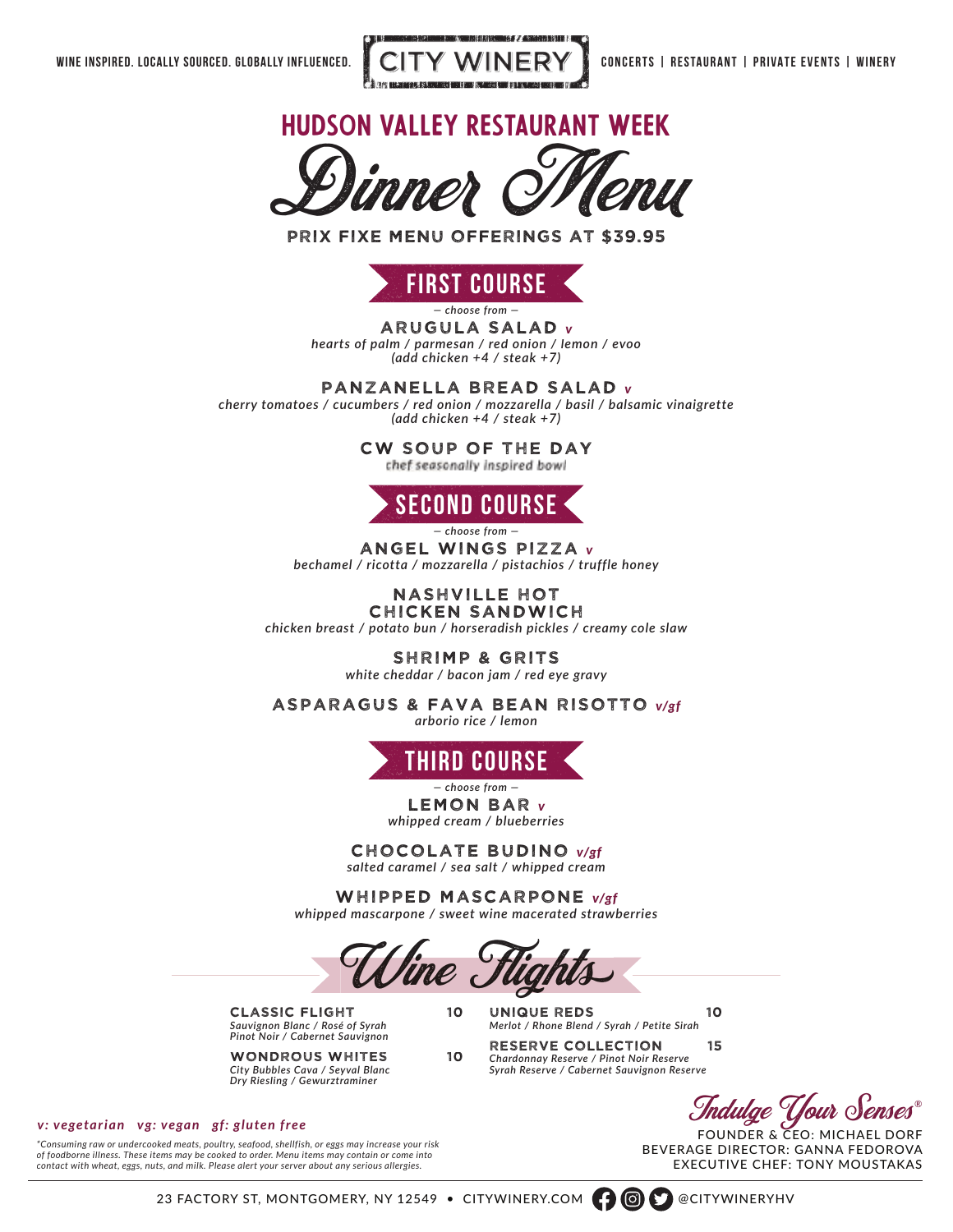WINE INSPIRED. LOCALLY SOURCED. GLOBALLY INFLUENCED. **CITY WINERY** CONCERTS | RESTAURANT | PRIVATE EVENTS | WINERY

# HUDSON VALLEY RESTAURANT WEEK

# Dinner Menu

**PRIX FIXE MENU OFFERINGS AT $39.95**

## FIRST COURSE

*— choose from —*

**ARUGULA SALAD** *v*
*hearts of palm / parmesan / red onion / lemon / evoo*
*(add chicken +4 / steak +7)*

**PANZANELLA BREAD SALAD** *v*
*cherry tomatoes / cucumbers / red onion / mozzarella / basil / balsamic vinaigrette*
*(add chicken +4 / steak +7)*

**CW SOUP OF THE DAY**
*chef seasonally inspired bowl*

## SECOND COURSE

*— choose from —*

**ANGEL WINGS PIZZA** *v*
*bechamel / ricotta / mozzarella / pistachios / truffle honey*

**NASHVILLE HOT CHICKEN SANDWICH**
*chicken breast / potato bun / horseradish pickles / creamy cole slaw*

**SHRIMP & GRITS**
*white cheddar / bacon jam / red eye gravy*

**ASPARAGUS & FAVA BEAN RISOTTO** *v/gf*
*arborio rice / lemon*

## THIRD COURSE

*— choose from —*

**LEMON BAR** *v*
*whipped cream / blueberries*

**CHOCOLATE BUDINO** *v/gf*
*salted caramel / sea salt / whipped cream*

**WHIPPED MASCARPONE** *v/gf*
*whipped mascarpone / sweet wine macerated strawberries*

## Wine Flights

**CLASSIC FLIGHT** 10
*Sauvignon Blanc / Rosé of Syrah*
*Pinot Noir / Cabernet Sauvignon*

**WONDROUS WHITES** 10
*City Bubbles Cava / Seyval Blanc*
*Dry Riesling / Gewurztraminer*

**UNIQUE REDS** 10
*Merlot / Rhone Blend / Syrah / Petite Sirah*

**RESERVE COLLECTION** 15
*Chardonnay Reserve / Pinot Noir Reserve*
*Syrah Reserve / Cabernet Sauvignon Reserve*

*v: vegetarian vg: vegan gf: gluten free*

*\*Consuming raw or undercooked meats, poultry, seafood, shellfish, or eggs may increase your risk of foodborne illness. These items may be cooked to order. Menu items may contain or come into contact with wheat, eggs, nuts, and milk. Please alert your server about any serious allergies.*

*Indulge Your Senses®*

FOUNDER & CEO: MICHAEL DORF
BEVERAGE DIRECTOR: GANNA FEDOROVA
EXECUTIVE CHEF: TONY MOUSTAKAS

23 FACTORY ST, MONTGOMERY, NY 12549 • CITYWINERY.COM @CITYWINERYHV